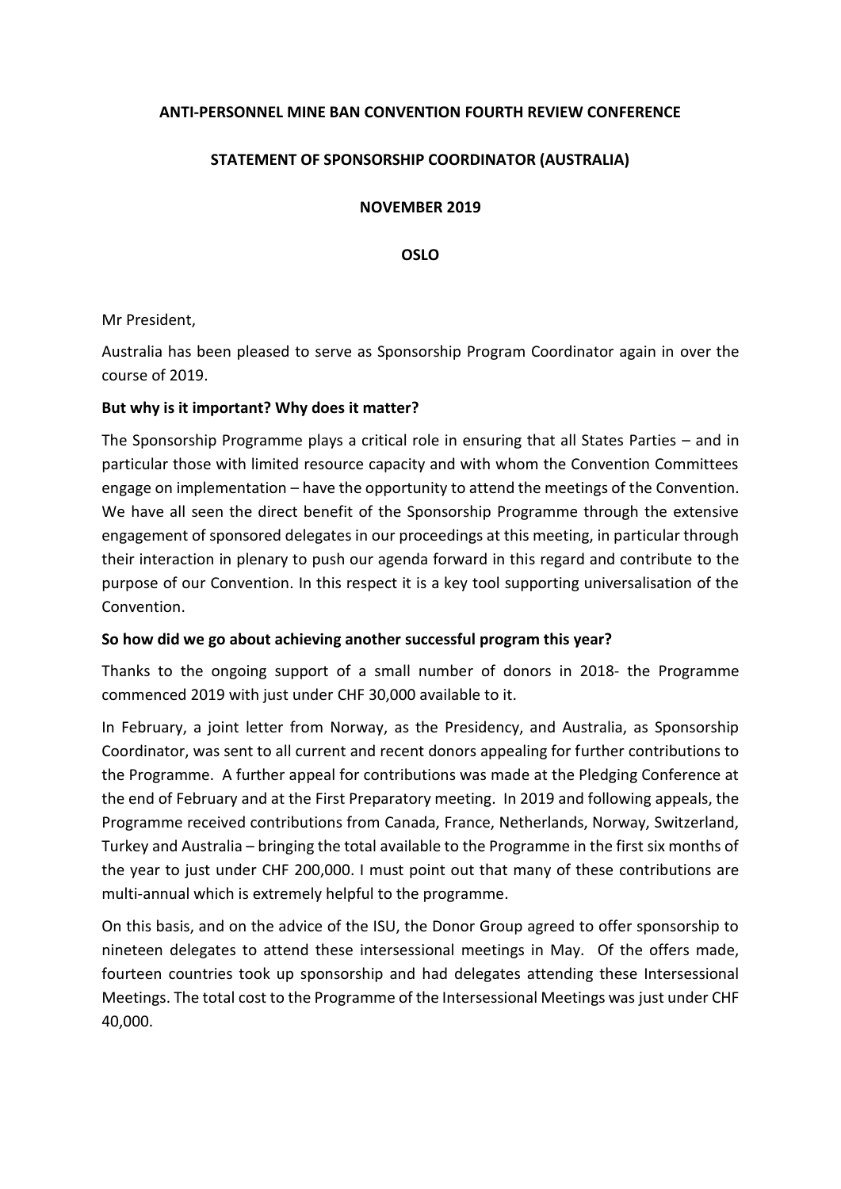**ANTI-PERSONNEL MINE BAN CONVENTION FOURTH REVIEW CONFERENCE**

**STATEMENT OF SPONSORSHIP COORDINATOR (AUSTRALIA)**

**NOVEMBER 2019**

**OSLO**

Mr President,

Australia has been pleased to serve as Sponsorship Program Coordinator again in over the course of 2019.

**But why is it important? Why does it matter?**

The Sponsorship Programme plays a critical role in ensuring that all States Parties – and in particular those with limited resource capacity and with whom the Convention Committees engage on implementation – have the opportunity to attend the meetings of the Convention. We have all seen the direct benefit of the Sponsorship Programme through the extensive engagement of sponsored delegates in our proceedings at this meeting, in particular through their interaction in plenary to push our agenda forward in this regard and contribute to the purpose of our Convention. In this respect it is a key tool supporting universalisation of the Convention.

**So how did we go about achieving another successful program this year?**

Thanks to the ongoing support of a small number of donors in 2018- the Programme commenced 2019 with just under CHF 30,000 available to it.

In February, a joint letter from Norway, as the Presidency, and Australia, as Sponsorship Coordinator, was sent to all current and recent donors appealing for further contributions to the Programme. A further appeal for contributions was made at the Pledging Conference at the end of February and at the First Preparatory meeting. In 2019 and following appeals, the Programme received contributions from Canada, France, Netherlands, Norway, Switzerland, Turkey and Australia – bringing the total available to the Programme in the first six months of the year to just under CHF 200,000. I must point out that many of these contributions are multi-annual which is extremely helpful to the programme.

On this basis, and on the advice of the ISU, the Donor Group agreed to offer sponsorship to nineteen delegates to attend these intersessional meetings in May. Of the offers made, fourteen countries took up sponsorship and had delegates attending these Intersessional Meetings. The total cost to the Programme of the Intersessional Meetings was just under CHF 40,000.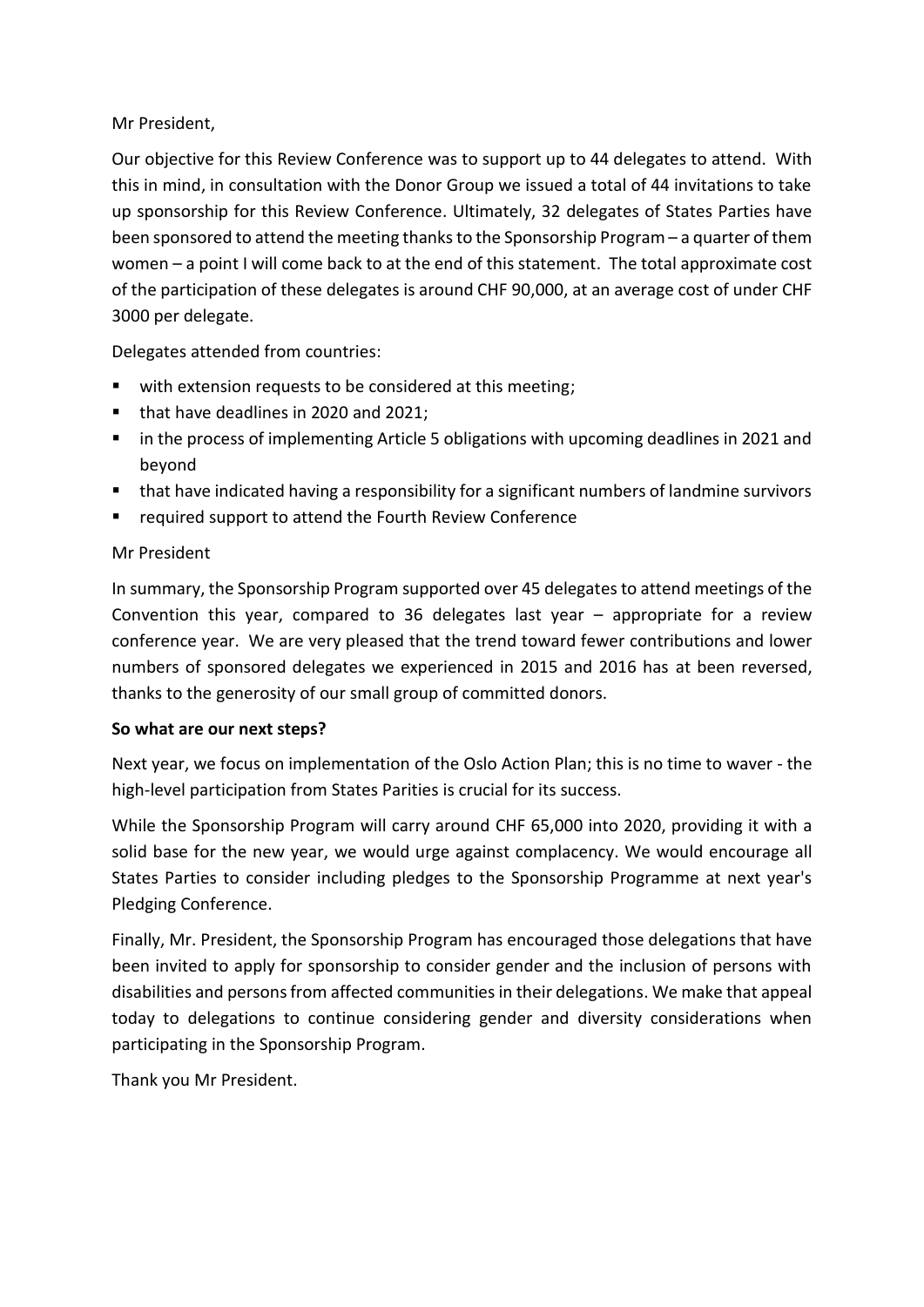Mr President,

Our objective for this Review Conference was to support up to 44 delegates to attend. With this in mind, in consultation with the Donor Group we issued a total of 44 invitations to take up sponsorship for this Review Conference. Ultimately, 32 delegates of States Parties have been sponsored to attend the meeting thanks to the Sponsorship Program – a quarter of them women – a point I will come back to at the end of this statement. The total approximate cost of the participation of these delegates is around CHF 90,000, at an average cost of under CHF 3000 per delegate.

Delegates attended from countries:

- with extension requests to be considered at this meeting;
- that have deadlines in 2020 and 2021;
- in the process of implementing Article 5 obligations with upcoming deadlines in 2021 and beyond
- that have indicated having a responsibility for a significant numbers of landmine survivors
- required support to attend the Fourth Review Conference

Mr President

In summary, the Sponsorship Program supported over 45 delegates to attend meetings of the Convention this year, compared to 36 delegates last year – appropriate for a review conference year. We are very pleased that the trend toward fewer contributions and lower numbers of sponsored delegates we experienced in 2015 and 2016 has at been reversed, thanks to the generosity of our small group of committed donors.

**So what are our next steps?**

Next year, we focus on implementation of the Oslo Action Plan; this is no time to waver - the high-level participation from States Parities is crucial for its success.

While the Sponsorship Program will carry around CHF 65,000 into 2020, providing it with a solid base for the new year, we would urge against complacency. We would encourage all States Parties to consider including pledges to the Sponsorship Programme at next year's Pledging Conference.

Finally, Mr. President, the Sponsorship Program has encouraged those delegations that have been invited to apply for sponsorship to consider gender and the inclusion of persons with disabilities and persons from affected communities in their delegations. We make that appeal today to delegations to continue considering gender and diversity considerations when participating in the Sponsorship Program.

Thank you Mr President.